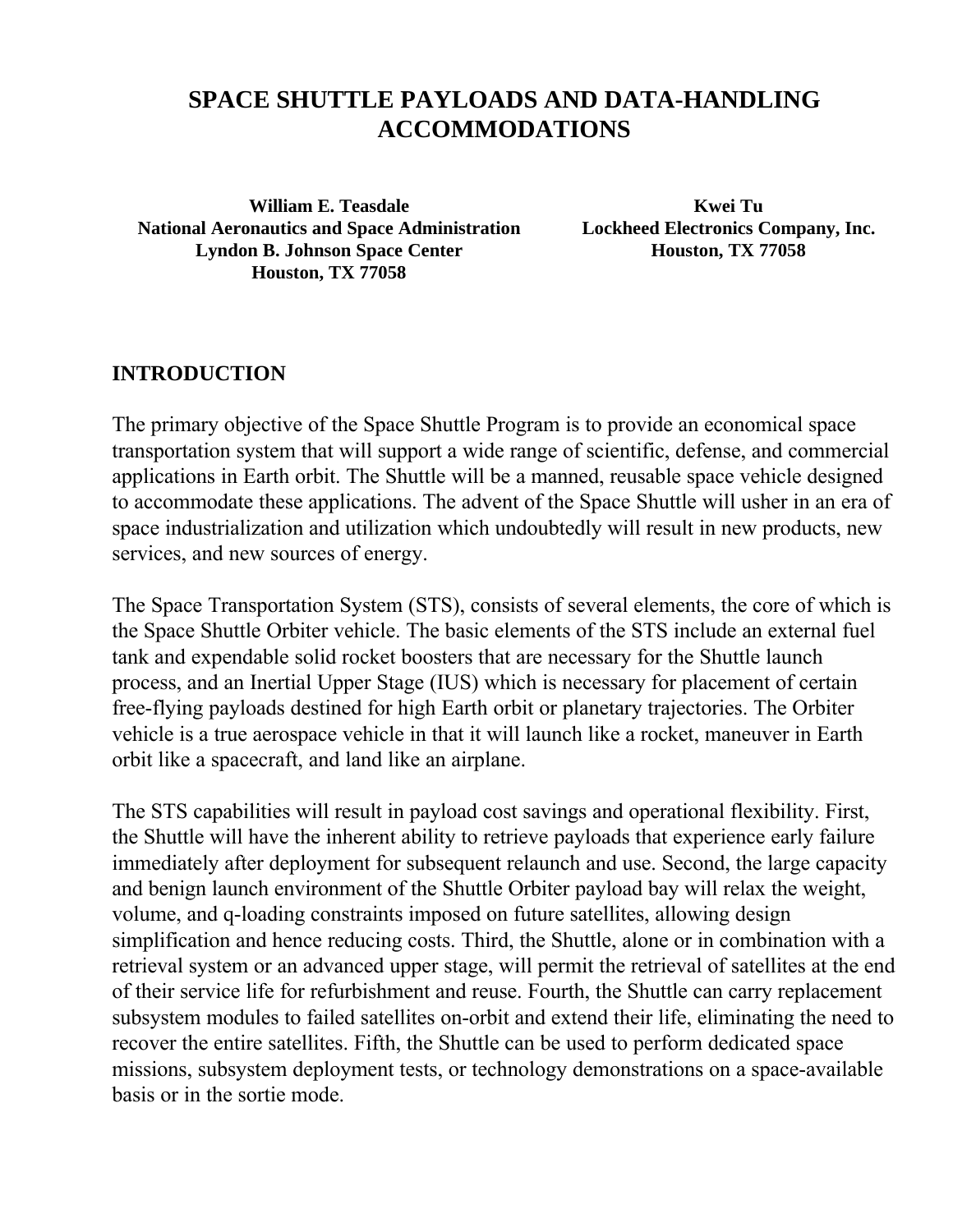# SPACE SHUTTLE PAYLOADS AND DATA-HANDLING ACCOMMODATIONS

**William E. Teasdale**
**National Aeronautics and Space Administration**
**Lyndon B. Johnson Space Center**
**Houston, TX 77058**

**Kwei Tu**
**Lockheed Electronics Company, Inc.**
**Houston, TX 77058**

## INTRODUCTION

The primary objective of the Space Shuttle Program is to provide an economical space transportation system that will support a wide range of scientific, defense, and commercial applications in Earth orbit. The Shuttle will be a manned, reusable space vehicle designed to accommodate these applications. The advent of the Space Shuttle will usher in an era of space industrialization and utilization which undoubtedly will result in new products, new services, and new sources of energy.

The Space Transportation System (STS), consists of several elements, the core of which is the Space Shuttle Orbiter vehicle. The basic elements of the STS include an external fuel tank and expendable solid rocket boosters that are necessary for the Shuttle launch process, and an Inertial Upper Stage (IUS) which is necessary for placement of certain free-flying payloads destined for high Earth orbit or planetary trajectories. The Orbiter vehicle is a true aerospace vehicle in that it will launch like a rocket, maneuver in Earth orbit like a spacecraft, and land like an airplane.

The STS capabilities will result in payload cost savings and operational flexibility. First, the Shuttle will have the inherent ability to retrieve payloads that experience early failure immediately after deployment for subsequent relaunch and use. Second, the large capacity and benign launch environment of the Shuttle Orbiter payload bay will relax the weight, volume, and q-loading constraints imposed on future satellites, allowing design simplification and hence reducing costs. Third, the Shuttle, alone or in combination with a retrieval system or an advanced upper stage, will permit the retrieval of satellites at the end of their service life for refurbishment and reuse. Fourth, the Shuttle can carry replacement subsystem modules to failed satellites on-orbit and extend their life, eliminating the need to recover the entire satellites. Fifth, the Shuttle can be used to perform dedicated space missions, subsystem deployment tests, or technology demonstrations on a space-available basis or in the sortie mode.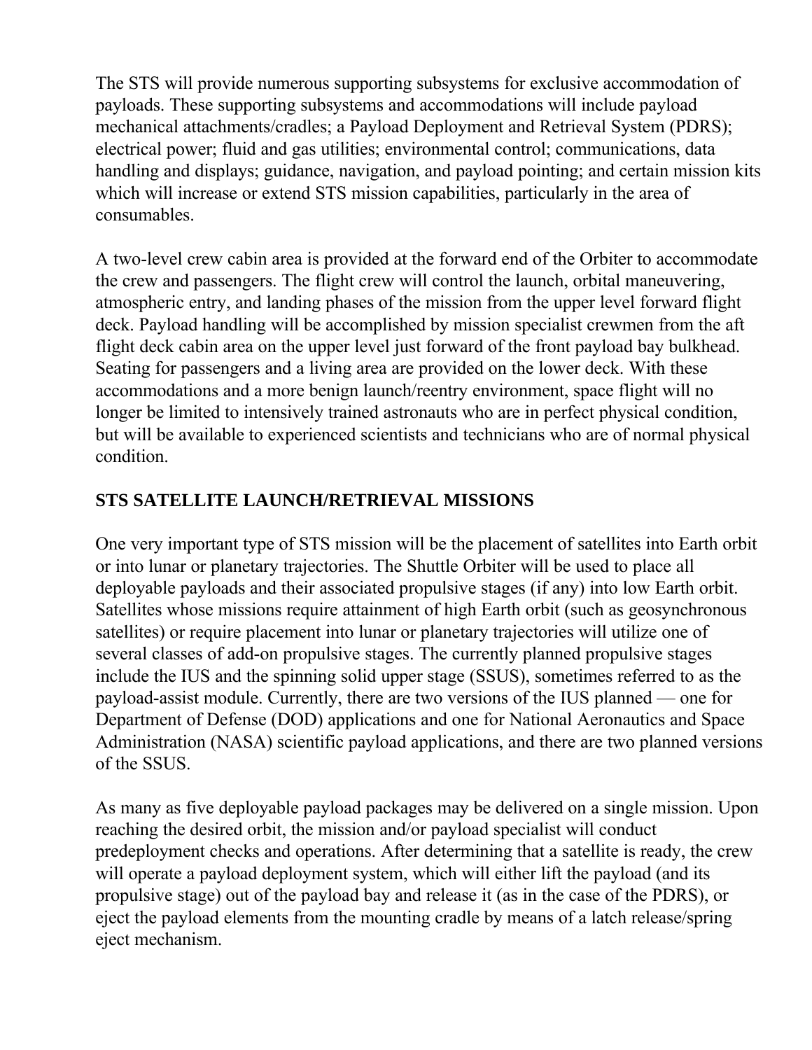The STS will provide numerous supporting subsystems for exclusive accommodation of payloads. These supporting subsystems and accommodations will include payload mechanical attachments/cradles; a Payload Deployment and Retrieval System (PDRS); electrical power; fluid and gas utilities; environmental control; communications, data handling and displays; guidance, navigation, and payload pointing; and certain mission kits which will increase or extend STS mission capabilities, particularly in the area of consumables.

A two-level crew cabin area is provided at the forward end of the Orbiter to accommodate the crew and passengers. The flight crew will control the launch, orbital maneuvering, atmospheric entry, and landing phases of the mission from the upper level forward flight deck. Payload handling will be accomplished by mission specialist crewmen from the aft flight deck cabin area on the upper level just forward of the front payload bay bulkhead. Seating for passengers and a living area are provided on the lower deck. With these accommodations and a more benign launch/reentry environment, space flight will no longer be limited to intensively trained astronauts who are in perfect physical condition, but will be available to experienced scientists and technicians who are of normal physical condition.

## STS SATELLITE LAUNCH/RETRIEVAL MISSIONS

One very important type of STS mission will be the placement of satellites into Earth orbit or into lunar or planetary trajectories. The Shuttle Orbiter will be used to place all deployable payloads and their associated propulsive stages (if any) into low Earth orbit. Satellites whose missions require attainment of high Earth orbit (such as geosynchronous satellites) or require placement into lunar or planetary trajectories will utilize one of several classes of add-on propulsive stages. The currently planned propulsive stages include the IUS and the spinning solid upper stage (SSUS), sometimes referred to as the payload-assist module. Currently, there are two versions of the IUS planned — one for Department of Defense (DOD) applications and one for National Aeronautics and Space Administration (NASA) scientific payload applications, and there are two planned versions of the SSUS.

As many as five deployable payload packages may be delivered on a single mission. Upon reaching the desired orbit, the mission and/or payload specialist will conduct predeployment checks and operations. After determining that a satellite is ready, the crew will operate a payload deployment system, which will either lift the payload (and its propulsive stage) out of the payload bay and release it (as in the case of the PDRS), or eject the payload elements from the mounting cradle by means of a latch release/spring eject mechanism.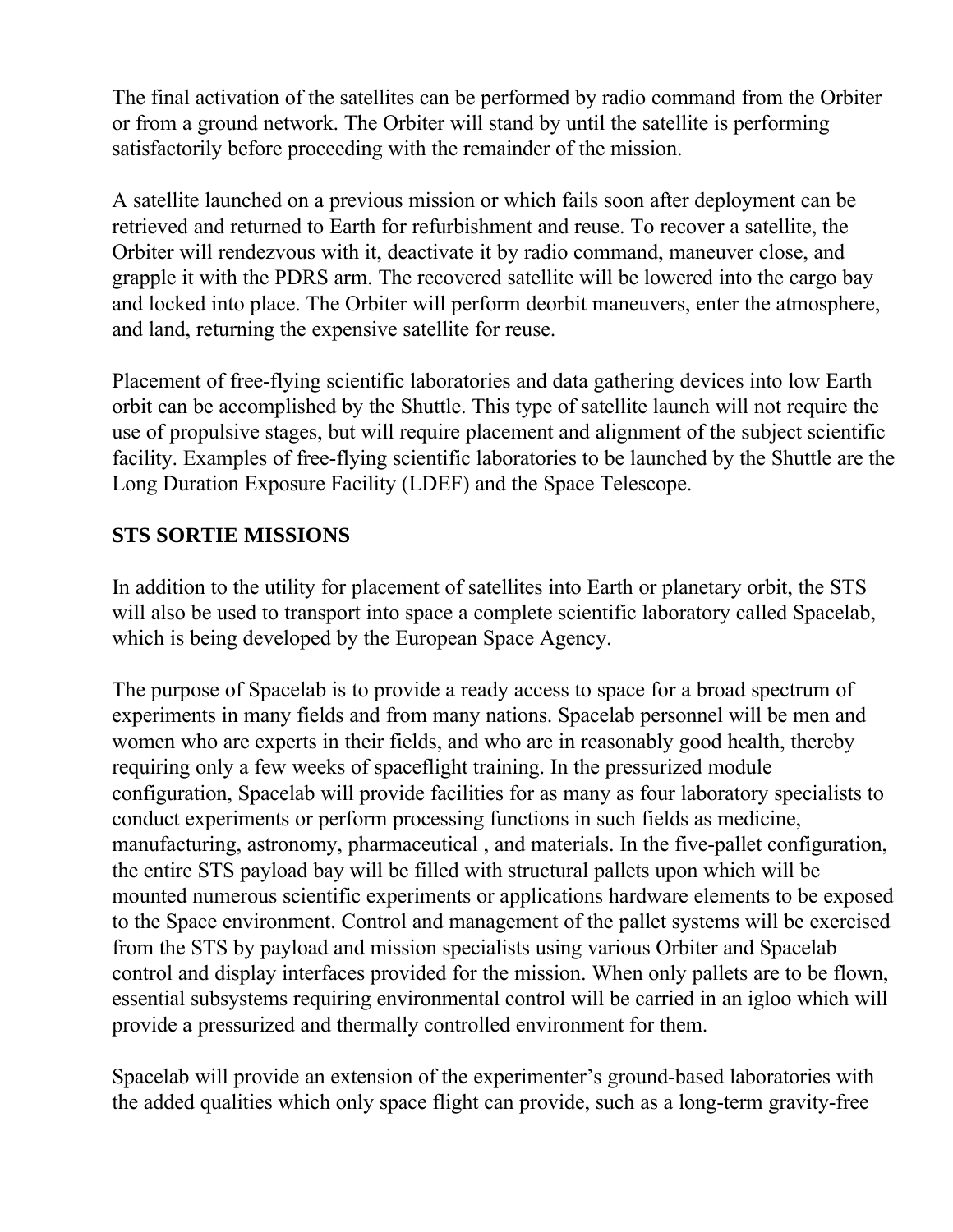The final activation of the satellites can be performed by radio command from the Orbiter or from a ground network. The Orbiter will stand by until the satellite is performing satisfactorily before proceeding with the remainder of the mission.

A satellite launched on a previous mission or which fails soon after deployment can be retrieved and returned to Earth for refurbishment and reuse. To recover a satellite, the Orbiter will rendezvous with it, deactivate it by radio command, maneuver close, and grapple it with the PDRS arm. The recovered satellite will be lowered into the cargo bay and locked into place. The Orbiter will perform deorbit maneuvers, enter the atmosphere, and land, returning the expensive satellite for reuse.

Placement of free-flying scientific laboratories and data gathering devices into low Earth orbit can be accomplished by the Shuttle. This type of satellite launch will not require the use of propulsive stages, but will require placement and alignment of the subject scientific facility. Examples of free-flying scientific laboratories to be launched by the Shuttle are the Long Duration Exposure Facility (LDEF) and the Space Telescope.

**STS SORTIE MISSIONS**

In addition to the utility for placement of satellites into Earth or planetary orbit, the STS will also be used to transport into space a complete scientific laboratory called Spacelab, which is being developed by the European Space Agency.

The purpose of Spacelab is to provide a ready access to space for a broad spectrum of experiments in many fields and from many nations. Spacelab personnel will be men and women who are experts in their fields, and who are in reasonably good health, thereby requiring only a few weeks of spaceflight training. In the pressurized module configuration, Spacelab will provide facilities for as many as four laboratory specialists to conduct experiments or perform processing functions in such fields as medicine, manufacturing, astronomy, pharmaceutical , and materials. In the five-pallet configuration, the entire STS payload bay will be filled with structural pallets upon which will be mounted numerous scientific experiments or applications hardware elements to be exposed to the Space environment. Control and management of the pallet systems will be exercised from the STS by payload and mission specialists using various Orbiter and Spacelab control and display interfaces provided for the mission. When only pallets are to be flown, essential subsystems requiring environmental control will be carried in an igloo which will provide a pressurized and thermally controlled environment for them.

Spacelab will provide an extension of the experimenter’s ground-based laboratories with the added qualities which only space flight can provide, such as a long-term gravity-free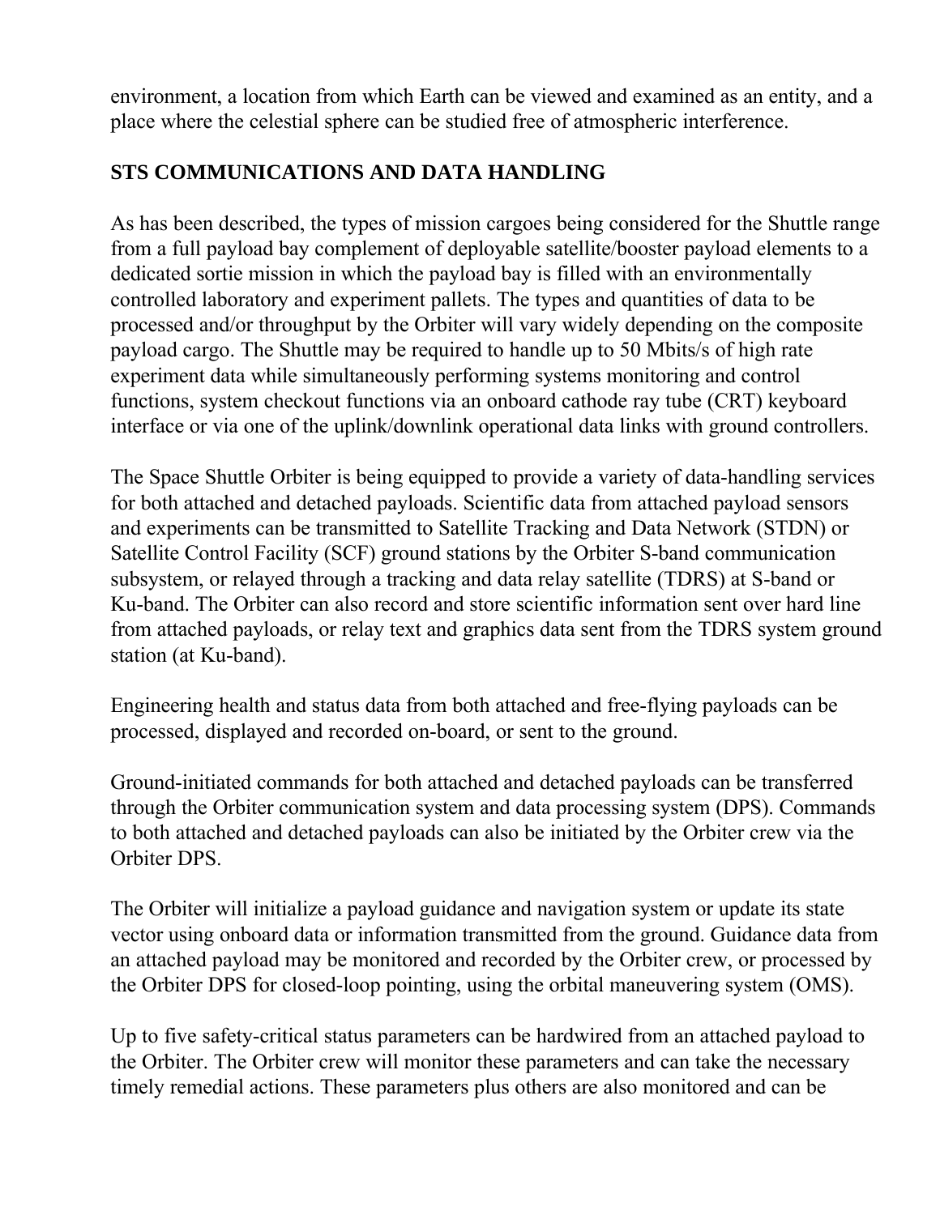environment, a location from which Earth can be viewed and examined as an entity, and a place where the celestial sphere can be studied free of atmospheric interference.

## STS COMMUNICATIONS AND DATA HANDLING

As has been described, the types of mission cargoes being considered for the Shuttle range from a full payload bay complement of deployable satellite/booster payload elements to a dedicated sortie mission in which the payload bay is filled with an environmentally controlled laboratory and experiment pallets. The types and quantities of data to be processed and/or throughput by the Orbiter will vary widely depending on the composite payload cargo. The Shuttle may be required to handle up to 50 Mbits/s of high rate experiment data while simultaneously performing systems monitoring and control functions, system checkout functions via an onboard cathode ray tube (CRT) keyboard interface or via one of the uplink/downlink operational data links with ground controllers.

The Space Shuttle Orbiter is being equipped to provide a variety of data-handling services for both attached and detached payloads. Scientific data from attached payload sensors and experiments can be transmitted to Satellite Tracking and Data Network (STDN) or Satellite Control Facility (SCF) ground stations by the Orbiter S-band communication subsystem, or relayed through a tracking and data relay satellite (TDRS) at S-band or Ku-band. The Orbiter can also record and store scientific information sent over hard line from attached payloads, or relay text and graphics data sent from the TDRS system ground station (at Ku-band).

Engineering health and status data from both attached and free-flying payloads can be processed, displayed and recorded on-board, or sent to the ground.

Ground-initiated commands for both attached and detached payloads can be transferred through the Orbiter communication system and data processing system (DPS). Commands to both attached and detached payloads can also be initiated by the Orbiter crew via the Orbiter DPS.

The Orbiter will initialize a payload guidance and navigation system or update its state vector using onboard data or information transmitted from the ground. Guidance data from an attached payload may be monitored and recorded by the Orbiter crew, or processed by the Orbiter DPS for closed-loop pointing, using the orbital maneuvering system (OMS).

Up to five safety-critical status parameters can be hardwired from an attached payload to the Orbiter. The Orbiter crew will monitor these parameters and can take the necessary timely remedial actions. These parameters plus others are also monitored and can be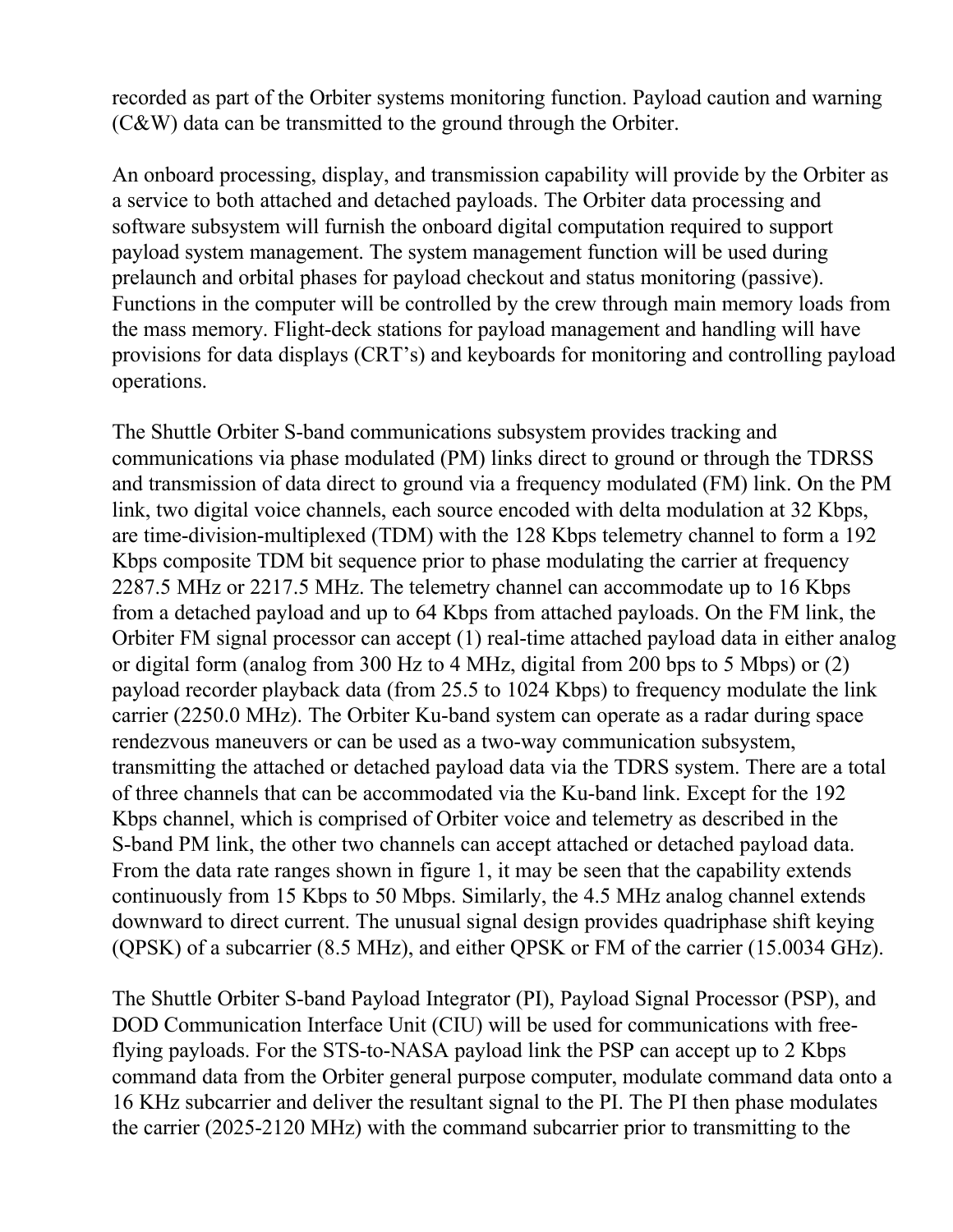recorded as part of the Orbiter systems monitoring function. Payload caution and warning (C&W) data can be transmitted to the ground through the Orbiter.

An onboard processing, display, and transmission capability will provide by the Orbiter as a service to both attached and detached payloads. The Orbiter data processing and software subsystem will furnish the onboard digital computation required to support payload system management. The system management function will be used during prelaunch and orbital phases for payload checkout and status monitoring (passive). Functions in the computer will be controlled by the crew through main memory loads from the mass memory. Flight-deck stations for payload management and handling will have provisions for data displays (CRT's) and keyboards for monitoring and controlling payload operations.

The Shuttle Orbiter S-band communications subsystem provides tracking and communications via phase modulated (PM) links direct to ground or through the TDRSS and transmission of data direct to ground via a frequency modulated (FM) link. On the PM link, two digital voice channels, each source encoded with delta modulation at 32 Kbps, are time-division-multiplexed (TDM) with the 128 Kbps telemetry channel to form a 192 Kbps composite TDM bit sequence prior to phase modulating the carrier at frequency 2287.5 MHz or 2217.5 MHz. The telemetry channel can accommodate up to 16 Kbps from a detached payload and up to 64 Kbps from attached payloads. On the FM link, the Orbiter FM signal processor can accept (1) real-time attached payload data in either analog or digital form (analog from 300 Hz to 4 MHz, digital from 200 bps to 5 Mbps) or (2) payload recorder playback data (from 25.5 to 1024 Kbps) to frequency modulate the link carrier (2250.0 MHz). The Orbiter Ku-band system can operate as a radar during space rendezvous maneuvers or can be used as a two-way communication subsystem, transmitting the attached or detached payload data via the TDRS system. There are a total of three channels that can be accommodated via the Ku-band link. Except for the 192 Kbps channel, which is comprised of Orbiter voice and telemetry as described in the S-band PM link, the other two channels can accept attached or detached payload data. From the data rate ranges shown in figure 1, it may be seen that the capability extends continuously from 15 Kbps to 50 Mbps. Similarly, the 4.5 MHz analog channel extends downward to direct current. The unusual signal design provides quadriphase shift keying (QPSK) of a subcarrier (8.5 MHz), and either QPSK or FM of the carrier (15.0034 GHz).

The Shuttle Orbiter S-band Payload Integrator (PI), Payload Signal Processor (PSP), and DOD Communication Interface Unit (CIU) will be used for communications with free-flying payloads. For the STS-to-NASA payload link the PSP can accept up to 2 Kbps command data from the Orbiter general purpose computer, modulate command data onto a 16 KHz subcarrier and deliver the resultant signal to the PI. The PI then phase modulates the carrier (2025-2120 MHz) with the command subcarrier prior to transmitting to the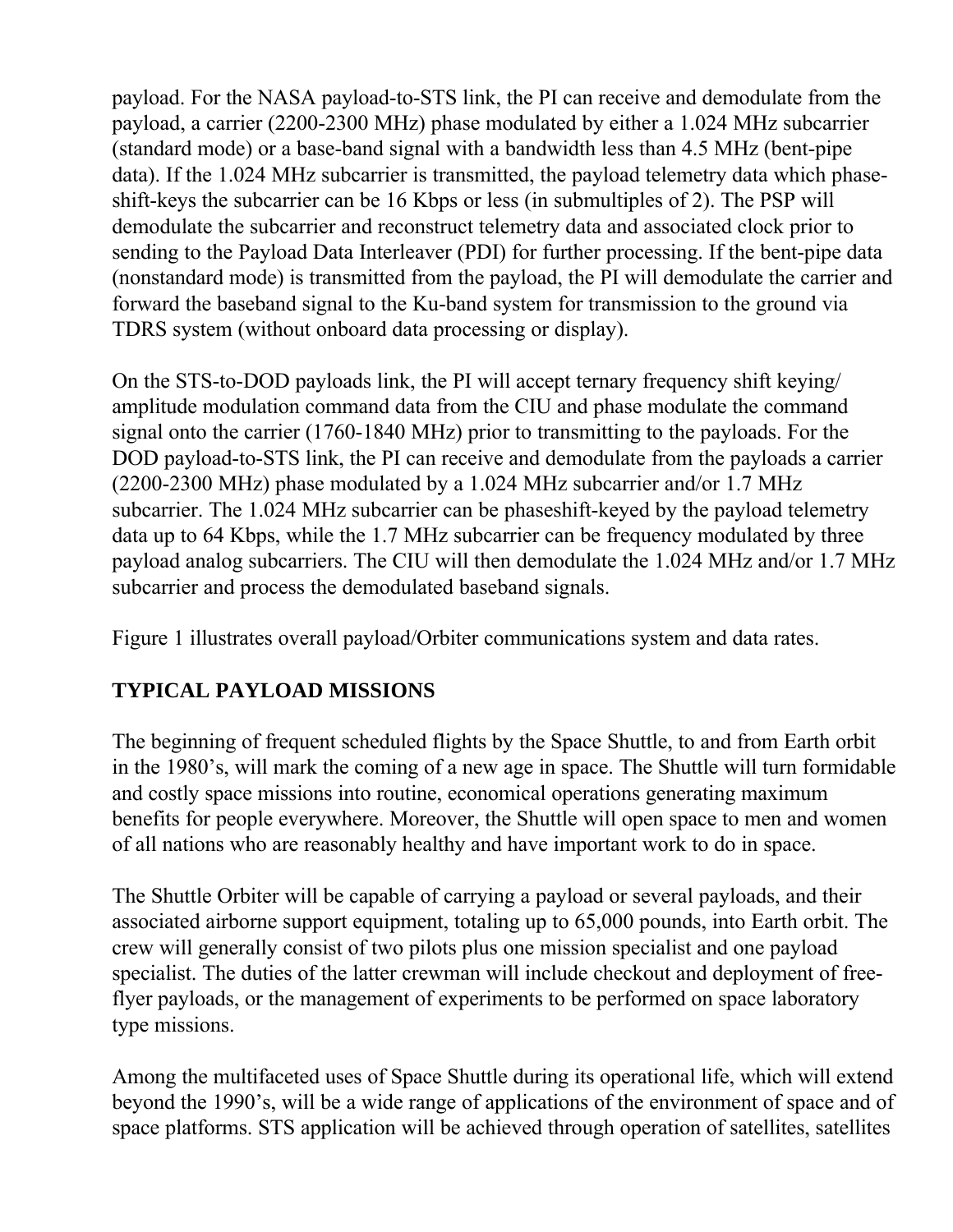payload. For the NASA payload-to-STS link, the PI can receive and demodulate from the payload, a carrier (2200-2300 MHz) phase modulated by either a 1.024 MHz subcarrier (standard mode) or a base-band signal with a bandwidth less than 4.5 MHz (bent-pipe data). If the 1.024 MHz subcarrier is transmitted, the payload telemetry data which phase-shift-keys the subcarrier can be 16 Kbps or less (in submultiples of 2). The PSP will demodulate the subcarrier and reconstruct telemetry data and associated clock prior to sending to the Payload Data Interleaver (PDI) for further processing. If the bent-pipe data (nonstandard mode) is transmitted from the payload, the PI will demodulate the carrier and forward the baseband signal to the Ku-band system for transmission to the ground via TDRS system (without onboard data processing or display).

On the STS-to-DOD payloads link, the PI will accept ternary frequency shift keying/ amplitude modulation command data from the CIU and phase modulate the command signal onto the carrier (1760-1840 MHz) prior to transmitting to the payloads. For the DOD payload-to-STS link, the PI can receive and demodulate from the payloads a carrier (2200-2300 MHz) phase modulated by a 1.024 MHz subcarrier and/or 1.7 MHz subcarrier. The 1.024 MHz subcarrier can be phaseshift-keyed by the payload telemetry data up to 64 Kbps, while the 1.7 MHz subcarrier can be frequency modulated by three payload analog subcarriers. The CIU will then demodulate the 1.024 MHz and/or 1.7 MHz subcarrier and process the demodulated baseband signals.

Figure 1 illustrates overall payload/Orbiter communications system and data rates.

## TYPICAL PAYLOAD MISSIONS

The beginning of frequent scheduled flights by the Space Shuttle, to and from Earth orbit in the 1980's, will mark the coming of a new age in space. The Shuttle will turn formidable and costly space missions into routine, economical operations generating maximum benefits for people everywhere. Moreover, the Shuttle will open space to men and women of all nations who are reasonably healthy and have important work to do in space.

The Shuttle Orbiter will be capable of carrying a payload or several payloads, and their associated airborne support equipment, totaling up to 65,000 pounds, into Earth orbit. The crew will generally consist of two pilots plus one mission specialist and one payload specialist. The duties of the latter crewman will include checkout and deployment of free-flyer payloads, or the management of experiments to be performed on space laboratory type missions.

Among the multifaceted uses of Space Shuttle during its operational life, which will extend beyond the 1990's, will be a wide range of applications of the environment of space and of space platforms. STS application will be achieved through operation of satellites, satellites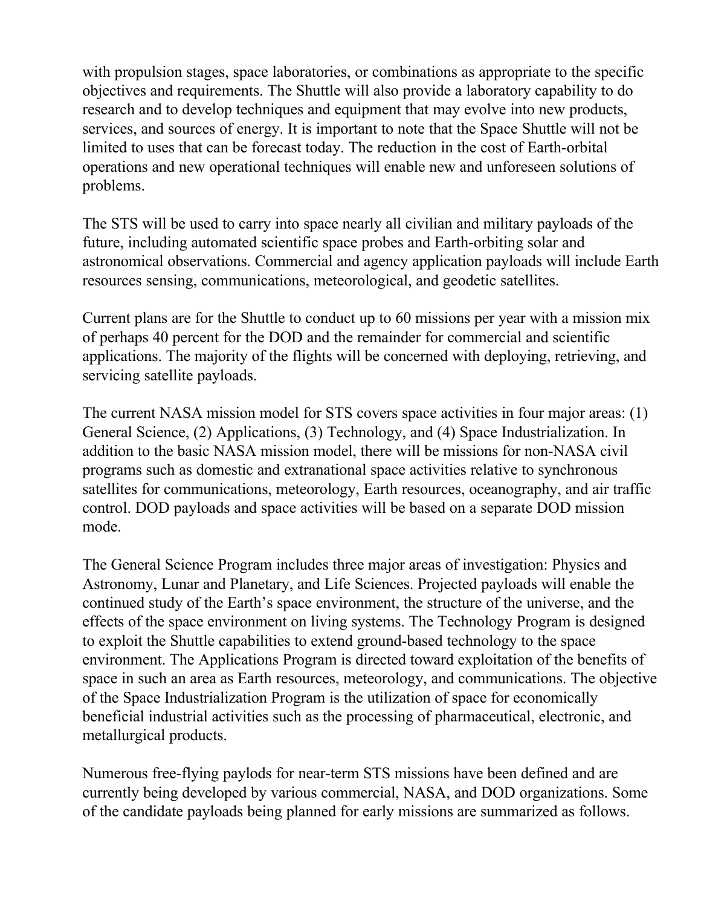with propulsion stages, space laboratories, or combinations as appropriate to the specific objectives and requirements. The Shuttle will also provide a laboratory capability to do research and to develop techniques and equipment that may evolve into new products, services, and sources of energy. It is important to note that the Space Shuttle will not be limited to uses that can be forecast today. The reduction in the cost of Earth-orbital operations and new operational techniques will enable new and unforeseen solutions of problems.

The STS will be used to carry into space nearly all civilian and military payloads of the future, including automated scientific space probes and Earth-orbiting solar and astronomical observations. Commercial and agency application payloads will include Earth resources sensing, communications, meteorological, and geodetic satellites.

Current plans are for the Shuttle to conduct up to 60 missions per year with a mission mix of perhaps 40 percent for the DOD and the remainder for commercial and scientific applications. The majority of the flights will be concerned with deploying, retrieving, and servicing satellite payloads.

The current NASA mission model for STS covers space activities in four major areas: (1) General Science, (2) Applications, (3) Technology, and (4) Space Industrialization. In addition to the basic NASA mission model, there will be missions for non-NASA civil programs such as domestic and extranational space activities relative to synchronous satellites for communications, meteorology, Earth resources, oceanography, and air traffic control. DOD payloads and space activities will be based on a separate DOD mission mode.

The General Science Program includes three major areas of investigation: Physics and Astronomy, Lunar and Planetary, and Life Sciences. Projected payloads will enable the continued study of the Earth's space environment, the structure of the universe, and the effects of the space environment on living systems. The Technology Program is designed to exploit the Shuttle capabilities to extend ground-based technology to the space environment. The Applications Program is directed toward exploitation of the benefits of space in such an area as Earth resources, meteorology, and communications. The objective of the Space Industrialization Program is the utilization of space for economically beneficial industrial activities such as the processing of pharmaceutical, electronic, and metallurgical products.

Numerous free-flying paylods for near-term STS missions have been defined and are currently being developed by various commercial, NASA, and DOD organizations. Some of the candidate payloads being planned for early missions are summarized as follows.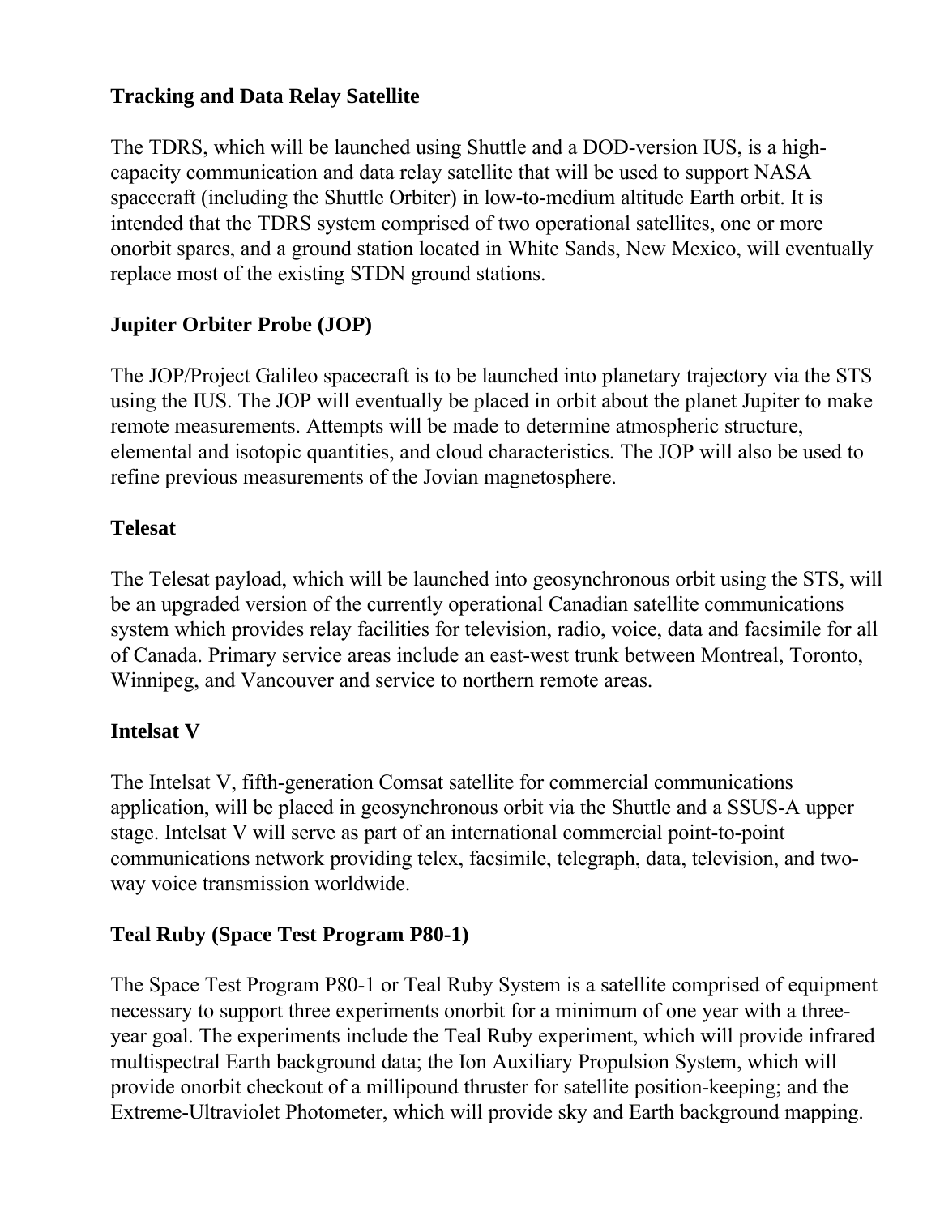## Tracking and Data Relay Satellite

The TDRS, which will be launched using Shuttle and a DOD-version IUS, is a high-capacity communication and data relay satellite that will be used to support NASA spacecraft (including the Shuttle Orbiter) in low-to-medium altitude Earth orbit. It is intended that the TDRS system comprised of two operational satellites, one or more onorbit spares, and a ground station located in White Sands, New Mexico, will eventually replace most of the existing STDN ground stations.

## Jupiter Orbiter Probe (JOP)

The JOP/Project Galileo spacecraft is to be launched into planetary trajectory via the STS using the IUS. The JOP will eventually be placed in orbit about the planet Jupiter to make remote measurements. Attempts will be made to determine atmospheric structure, elemental and isotopic quantities, and cloud characteristics. The JOP will also be used to refine previous measurements of the Jovian magnetosphere.

## Telesat

The Telesat payload, which will be launched into geosynchronous orbit using the STS, will be an upgraded version of the currently operational Canadian satellite communications system which provides relay facilities for television, radio, voice, data and facsimile for all of Canada. Primary service areas include an east-west trunk between Montreal, Toronto, Winnipeg, and Vancouver and service to northern remote areas.

## Intelsat V

The Intelsat V, fifth-generation Comsat satellite for commercial communications application, will be placed in geosynchronous orbit via the Shuttle and a SSUS-A upper stage. Intelsat V will serve as part of an international commercial point-to-point communications network providing telex, facsimile, telegraph, data, television, and two-way voice transmission worldwide.

## Teal Ruby (Space Test Program P80-1)

The Space Test Program P80-1 or Teal Ruby System is a satellite comprised of equipment necessary to support three experiments onorbit for a minimum of one year with a three-year goal. The experiments include the Teal Ruby experiment, which will provide infrared multispectral Earth background data; the Ion Auxiliary Propulsion System, which will provide onorbit checkout of a millipound thruster for satellite position-keeping; and the Extreme-Ultraviolet Photometer, which will provide sky and Earth background mapping.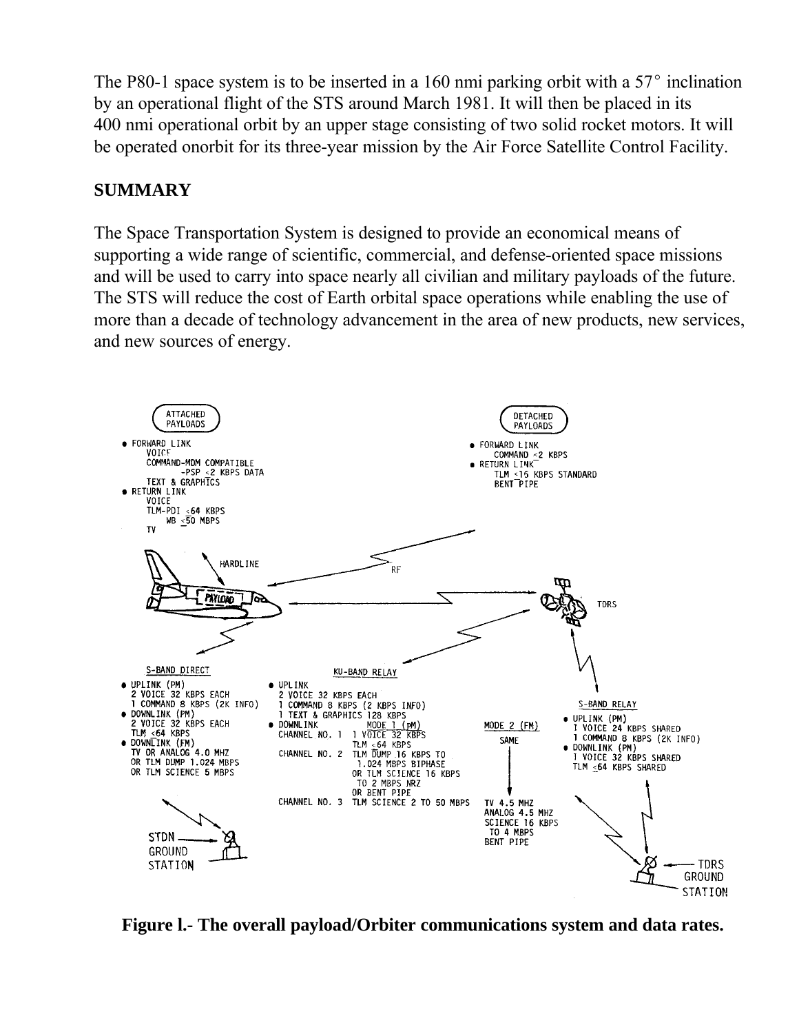The P80-1 space system is to be inserted in a 160 nmi parking orbit with a 57° inclination by an operational flight of the STS around March 1981. It will then be placed in its 400 nmi operational orbit by an upper stage consisting of two solid rocket motors. It will be operated onorbit for its three-year mission by the Air Force Satellite Control Facility.

## SUMMARY

The Space Transportation System is designed to provide an economical means of supporting a wide range of scientific, commercial, and defense-oriented space missions and will be used to carry into space nearly all civilian and military payloads of the future. The STS will reduce the cost of Earth orbital space operations while enabling the use of more than a decade of technology advancement in the area of new products, new services, and new sources of energy.

ATTACHED PAYLOADS
- FORWARD LINK
  VOICE
  COMMAND-MDM COMPATIBLE
  -PSP ≤2 KBPS DATA
  TEXT & GRAPHICS
- RETURN LINK
  VOICE
  TLM-PDI ≤64 KBPS
  WB ≤50 MBPS
  TV

DETACHED PAYLOADS
- FORWARD LINK
  COMMAND ≤2 KBPS
- RETURN LINK
  TLM ≤16 KBPS STANDARD
  BENT PIPE

HARDLINE

RF

PAYLOAD

TDRS

S-BAND DIRECT
- UPLINK (PM)
  2 VOICE 32 KBPS EACH
  1 COMMAND 8 KBPS (2K INFO)
- DOWNLINK (PM)
  2 VOICE 32 KBPS EACH
  TLM ≤64 KBPS
- DOWNLINK (FM)
  TV OR ANALOG 4.0 MHZ
  OR TLM DUMP 1.024 MBPS
  OR TLM SCIENCE 5 MBPS

KU-BAND RELAY
- UPLINK
  2 VOICE 32 KBPS EACH
  1 COMMAND 8 KBPS (2 KBPS INFO)
  1 TEXT & GRAPHICS 128 KBPS
- DOWNLINK
  MODE 1 (PM)
  CHANNEL NO. 1 1 VOICE 32 KBPS
  TLM ≤64 KBPS
  CHANNEL NO. 2 TLM DUMP 16 KBPS TO 1.024 MBPS BIPHASE
  OR TLM SCIENCE 16 KBPS TO 2 MBPS NRZ
  OR BENT PIPE
  CHANNEL NO. 3 TLM SCIENCE 2 TO 50 MBPS

MODE 2 (FM)
SAME

TV 4.5 MHZ
ANALOG 4.5 MHZ
SCIENCE 16 KBPS TO 4 MBPS
BENT PIPE

S-BAND RELAY
- UPLINK (PM)
  1 VOICE 24 KBPS SHARED
  1 COMMAND 8 KBPS (2K INFO)
- DOWNLINK (PM)
  1 VOICE 32 KBPS SHARED
  TLM ≤64 KBPS SHARED

STDN GROUND STATION

TDRS GROUND STATION

**Figure l.- The overall payload/Orbiter communications system and data rates.**